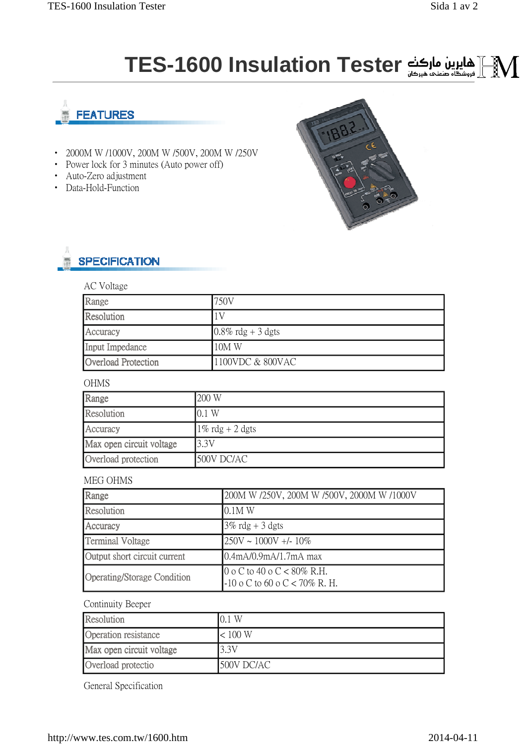# TES-1600 Insulation Tester

هایرین مارکت
فروشگاه صنعتی هیرکان

## FEATURES

- 2000M W /1000V, 200M W /500V, 200M W /250V
- Power lock for 3 minutes (Auto power off)
- Auto-Zero adjustment
- Data-Hold-Function

## SPECIFICATION

AC Voltage

| Range | 750V |
|---|---|
| Resolution | 1V |
| Accuracy | 0.8% rdg + 3 dgts |
| Input Impedance | 10M W |
| Overload Protection | 1100VDC & 800VAC |

OHMS

| Range | 200 W |
|---|---|
| Resolution | 0.1 W |
| Accuracy | 1% rdg + 2 dgts |
| Max open circuit voltage | 3.3V |
| Overload protection | 500V DC/AC |

MEG OHMS

| Range | 200M W /250V, 200M W /500V, 2000M W /1000V |
|---|---|
| Resolution | 0.1M W |
| Accuracy | 3% rdg + 3 dgts |
| Terminal Voltage | 250V ~ 1000V +/- 10% |
| Output short circuit current | 0.4mA/0.9mA/1.7mA max |
| Operating/Storage Condition | 0 o C to 40 o C < 80% R.H.<br>-10 o C to 60 o C < 70% R. H. |

Continuity Beeper

| Resolution | 0.1 W |
|---|---|
| Operation resistance | < 100 W |
| Max open circuit voltage | 3.3V |
| Overload protectio | 500V DC/AC |

General Specification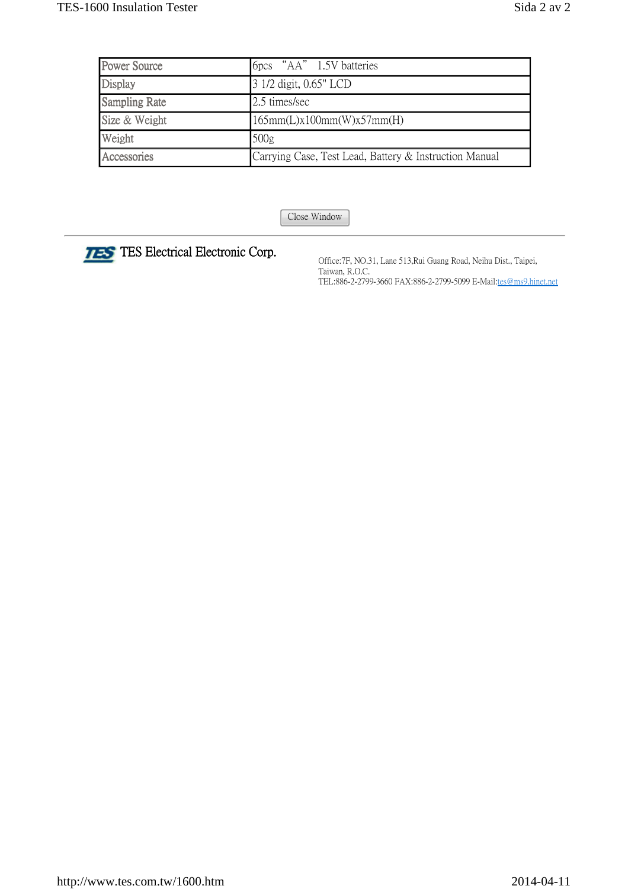| | |
|---|---|
| Power Source | 6pcs “AA” 1.5V batteries |
| Display | 3 1/2 digit, 0.65" LCD |
| Sampling Rate | 2.5 times/sec |
| Size & Weight | 165mm(L)x100mm(W)x57mm(H) |
| Weight | 500g |
| Accessories | Carrying Case, Test Lead, Battery & Instruction Manual |

Close Window

---

TES TES Electrical Electronic Corp.

Office:7F, NO.31, Lane 513,Rui Guang Road, Neihu Dist., Taipei, Taiwan, R.O.C.
TEL:886-2-2799-3660 FAX:886-2-2799-5099 E-Mail:tes@ms9.hinet.net